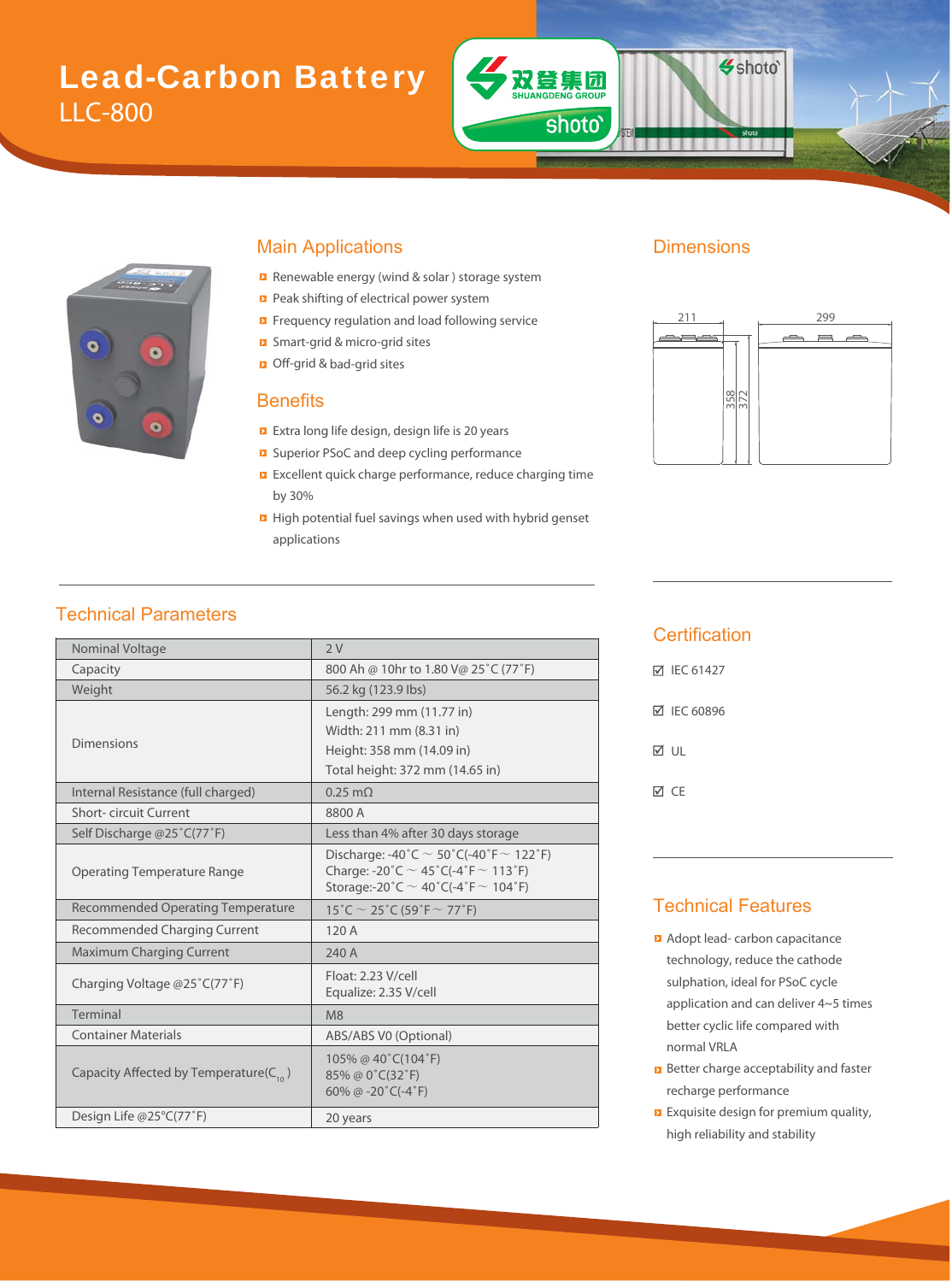# Lead-Carbon Battery

LLC-800

## Main Applications

- Renewable energy (wind & solar ) storage system
- Peak shifting of electrical power system
- Frequency regulation and load following service
- Smart-grid & micro-grid sites
- Off-grid & bad-grid sites

## Benefits

- Extra long life design, design life is 20 years
- Superior PSoC and deep cycling performance
- Excellent quick charge performance, reduce charging time by 30%
- High potential fuel savings when used with hybrid genset applications

## Dimensions

211 | 299 | 358 | 372

## Technical Parameters

| Parameter | Value |
|---|---|
| Nominal Voltage | 2 V |
| Capacity | 800 Ah @ 10hr to 1.80 V@ 25˚C (77˚F) |
| Weight | 56.2 kg (123.9 lbs) |
| Dimensions | Length: 299 mm (11.77 in)<br>Width: 211 mm (8.31 in)<br>Height: 358 mm (14.09 in)<br>Total height: 372 mm (14.65 in) |
| Internal Resistance (full charged) | 0.25 mΩ |
| Short- circuit Current | 8800 A |
| Self Discharge @25˚C(77˚F) | Less than 4% after 30 days storage |
| Operating Temperature Range | Discharge: -40˚C ~ 50˚C(-40˚F ~ 122˚F)<br>Charge: -20˚C ~ 45˚C(-4˚F ~ 113˚F)<br>Storage:-20˚C ~ 40˚C(-4˚F ~ 104˚F) |
| Recommended Operating Temperature | 15˚C ~ 25˚C (59˚F ~ 77˚F) |
| Recommended Charging Current | 120 A |
| Maximum Charging Current | 240 A |
| Charging Voltage @25˚C(77˚F) | Float: 2.23 V/cell<br>Equalize: 2.35 V/cell |
| Terminal | M8 |
| Container Materials | ABS/ABS V0 (Optional) |
| Capacity Affected by Temperature($C_{10}$ ) | 105% @ 40˚C(104˚F)<br>85% @ 0˚C(32˚F)<br>60% @ -20˚C(-4˚F) |
| Design Life @25°C(77˚F) | 20 years |

## Certification

- ☑ IEC 61427
- ☑ IEC 60896
- ☑ UL
- ☑ CE

## Technical Features

- Adopt lead- carbon capacitance technology, reduce the cathode sulphation, ideal for PSoC cycle application and can deliver 4~5 times better cyclic life compared with normal VRLA
- Better charge acceptability and faster recharge performance
- Exquisite design for premium quality, high reliability and stability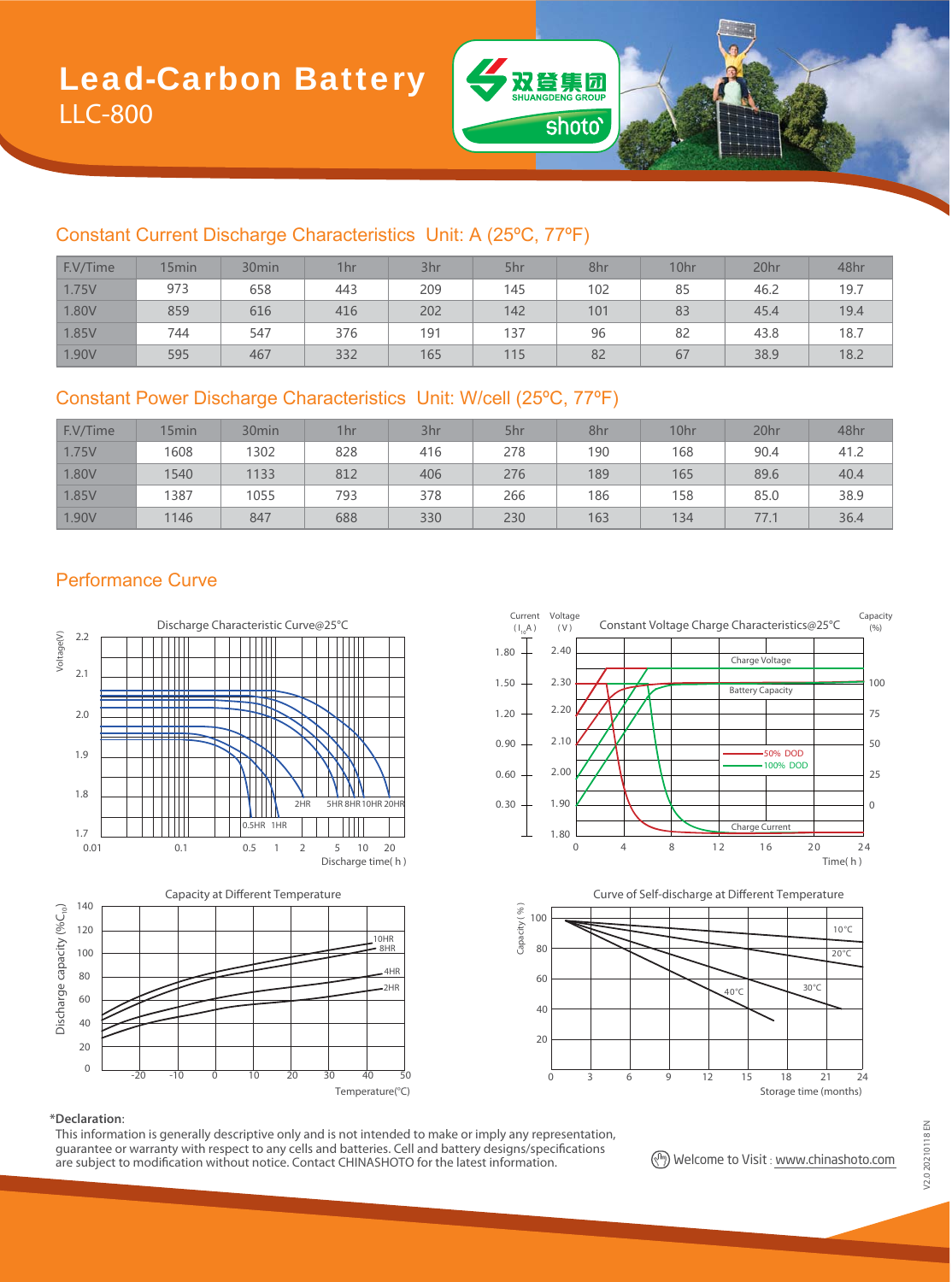# Lead-Carbon Battery

LLC-800

双登集团 SHUANGDENG GROUP shoto

## Constant Current Discharge Characteristics Unit: A (25ºC, 77ºF)

| F.V/Time | 15min | 30min | 1hr | 3hr | 5hr | 8hr | 10hr | 20hr | 48hr |
|---|---|---|---|---|---|---|---|---|---|
| 1.75V | 973 | 658 | 443 | 209 | 145 | 102 | 85 | 46.2 | 19.7 |
| 1.80V | 859 | 616 | 416 | 202 | 142 | 101 | 83 | 45.4 | 19.4 |
| 1.85V | 744 | 547 | 376 | 191 | 137 | 96 | 82 | 43.8 | 18.7 |
| 1.90V | 595 | 467 | 332 | 165 | 115 | 82 | 67 | 38.9 | 18.2 |

## Constant Power Discharge Characteristics Unit: W/cell (25ºC, 77ºF)

| F.V/Time | 15min | 30min | 1hr | 3hr | 5hr | 8hr | 10hr | 20hr | 48hr |
|---|---|---|---|---|---|---|---|---|---|
| 1.75V | 1608 | 1302 | 828 | 416 | 278 | 190 | 168 | 90.4 | 41.2 |
| 1.80V | 1540 | 1133 | 812 | 406 | 276 | 189 | 165 | 89.6 | 40.4 |
| 1.85V | 1387 | 1055 | 793 | 378 | 266 | 186 | 158 | 85.0 | 38.9 |
| 1.90V | 1146 | 847 | 688 | 330 | 230 | 163 | 134 | 77.1 | 36.4 |

## Performance Curve

Discharge Characteristic Curve@25°C

Voltage(V)

2.2, 2.1, 2.0, 1.9, 1.8, 1.7

0.5HR 1HR 2HR 5HR 8HR 10HR 20HR

0.01, 0.1, 0.5, 1, 2, 5, 10, 20

Discharge time( h )

Constant Voltage Charge Characteristics@25°C

Current ($I_{10}$A) 1.80, 1.50, 1.20, 0.90, 0.60, 0.30

Voltage (V) 2.40, 2.30, 2.20, 2.10, 2.00, 1.90, 1.80

Capacity (%) 100, 75, 50, 25, 0

Charge Voltage

Battery Capacity

50% DOD

100% DOD

Charge Current

0, 4, 8, 12, 16, 20, 24

Time( h )

Capacity at Different Temperature

Discharge capacity (%$C_{10}$)

140, 120, 100, 80, 60, 40, 20, 0

10HR 8HR 4HR 2HR

-20, -10, 0, 10, 20, 30, 40, 50

Temperature(°C)

Curve of Self-discharge at Different Temperature

Capacity ( % )

100, 80, 60, 40, 20

10°C 20°C 30°C 40°C

0, 3, 6, 9, 12, 15, 18, 21, 24

Storage time (months)

**\*Declaration:**

This information is generally descriptive only and is not intended to make or imply any representation, guarantee or warranty with respect to any cells and batteries. Cell and battery designs/specifications are subject to modification without notice. Contact CHINASHOTO for the latest information.

Welcome to Visit : www.chinashoto.com

V2.0 20210118 EN